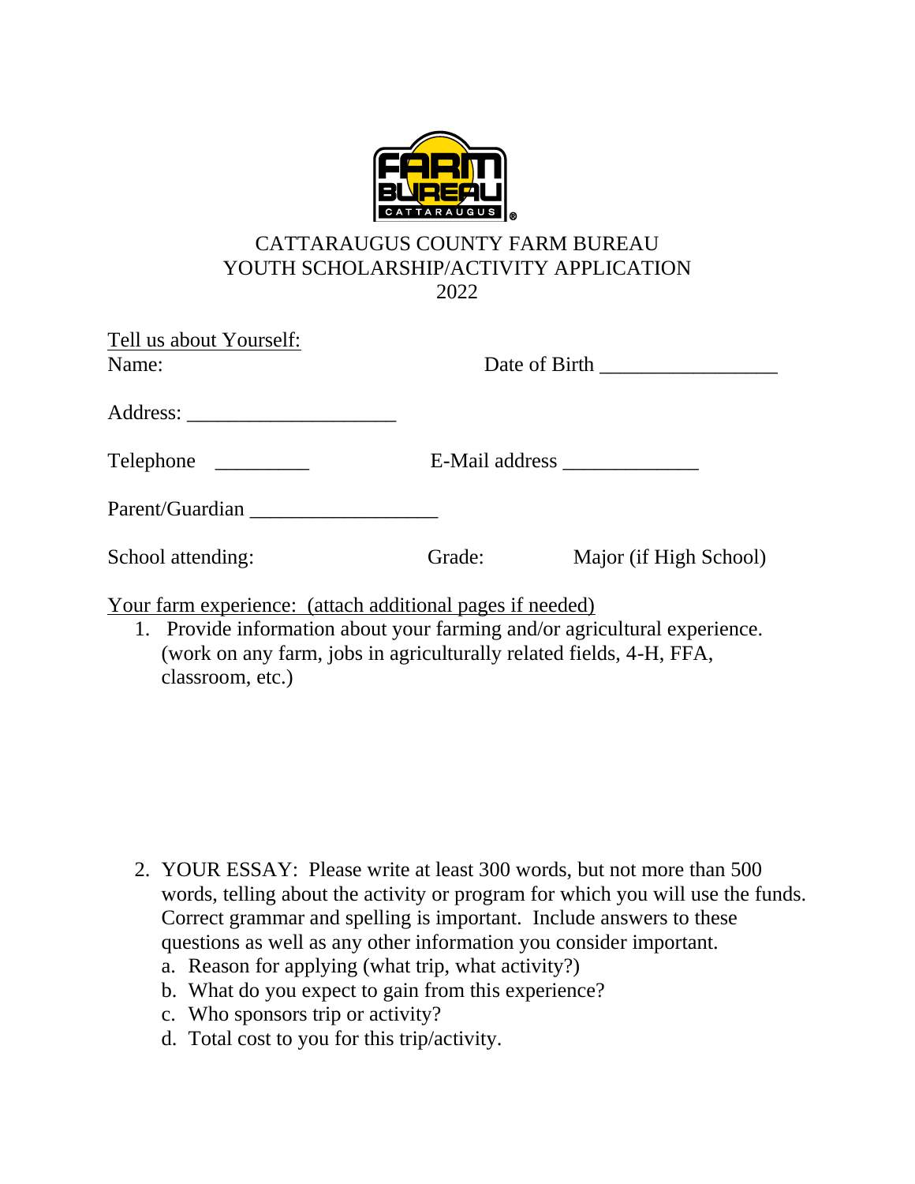# CATTARAUGUS COUNTY FARM BUREAU
## YOUTH SCHOLARSHIP/ACTIVITY APPLICATION
## 2022

Tell us about Yourself:

Name: Date of Birth _________________

Address: ____________________

Telephone _________ E-Mail address _____________

Parent/Guardian __________________

School attending: Grade: Major (if High School)

Your farm experience: (attach additional pages if needed)

1. Provide information about your farming and/or agricultural experience. (work on any farm, jobs in agriculturally related fields, 4-H, FFA, classroom, etc.)

2. YOUR ESSAY: Please write at least 300 words, but not more than 500 words, telling about the activity or program for which you will use the funds. Correct grammar and spelling is important. Include answers to these questions as well as any other information you consider important.
   a. Reason for applying (what trip, what activity?)
   b. What do you expect to gain from this experience?
   c. Who sponsors trip or activity?
   d. Total cost to you for this trip/activity.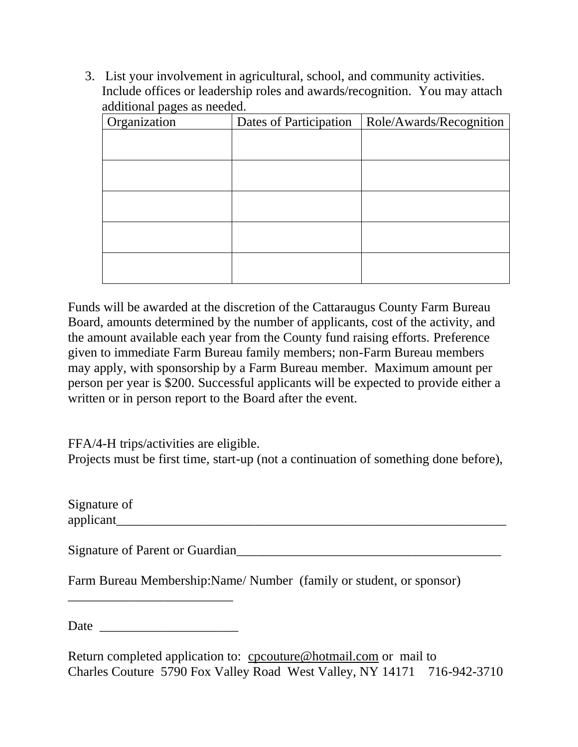3. List your involvement in agricultural, school, and community activities. Include offices or leadership roles and awards/recognition. You may attach additional pages as needed.

| Organization | Dates of Participation | Role/Awards/Recognition |
|---|---|---|
| | | |
| | | |
| | | |
| | | |
| | | |

Funds will be awarded at the discretion of the Cattaraugus County Farm Bureau Board, amounts determined by the number of applicants, cost of the activity, and the amount available each year from the County fund raising efforts. Preference given to immediate Farm Bureau family members; non-Farm Bureau members may apply, with sponsorship by a Farm Bureau member. Maximum amount per person per year is $200. Successful applicants will be expected to provide either a written or in person report to the Board after the event.

FFA/4-H trips/activities are eligible.
Projects must be first time, start-up (not a continuation of something done before),

Signature of applicant_______________________________________________________________

Signature of Parent or Guardian________________________________________

Farm Bureau Membership:Name/ Number (family or student, or sponsor)
_________________________

Date _____________________

Return completed application to: cpcouture@hotmail.com or mail to
Charles Couture 5790 Fox Valley Road West Valley, NY 14171 716-942-3710